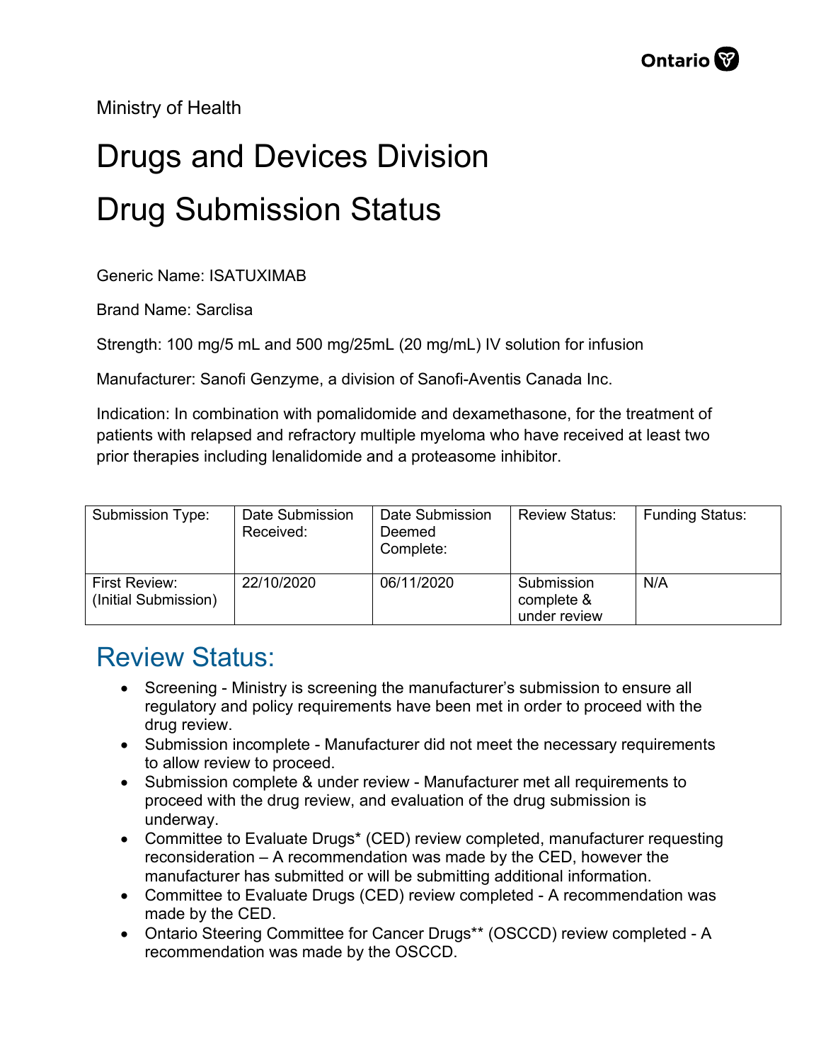Ministry of Health

# Drugs and Devices Division

# Drug Submission Status

Generic Name: ISATUXIMAB

Brand Name: Sarclisa

Strength: 100 mg/5 mL and 500 mg/25mL (20 mg/mL) IV solution for infusion

Manufacturer: Sanofi Genzyme, a division of Sanofi-Aventis Canada Inc.

Indication: In combination with pomalidomide and dexamethasone, for the treatment of patients with relapsed and refractory multiple myeloma who have received at least two prior therapies including lenalidomide and a proteasome inhibitor.

| Submission Type: | Date Submission Received: | Date Submission Deemed Complete: | Review Status: | Funding Status: |
|---|---|---|---|---|
| First Review: (Initial Submission) | 22/10/2020 | 06/11/2020 | Submission complete & under review | N/A |

## Review Status:

- Screening - Ministry is screening the manufacturer's submission to ensure all regulatory and policy requirements have been met in order to proceed with the drug review.
- Submission incomplete - Manufacturer did not meet the necessary requirements to allow review to proceed.
- Submission complete & under review - Manufacturer met all requirements to proceed with the drug review, and evaluation of the drug submission is underway.
- Committee to Evaluate Drugs* (CED) review completed, manufacturer requesting reconsideration – A recommendation was made by the CED, however the manufacturer has submitted or will be submitting additional information.
- Committee to Evaluate Drugs (CED) review completed - A recommendation was made by the CED.
- Ontario Steering Committee for Cancer Drugs** (OSCCD) review completed - A recommendation was made by the OSCCD.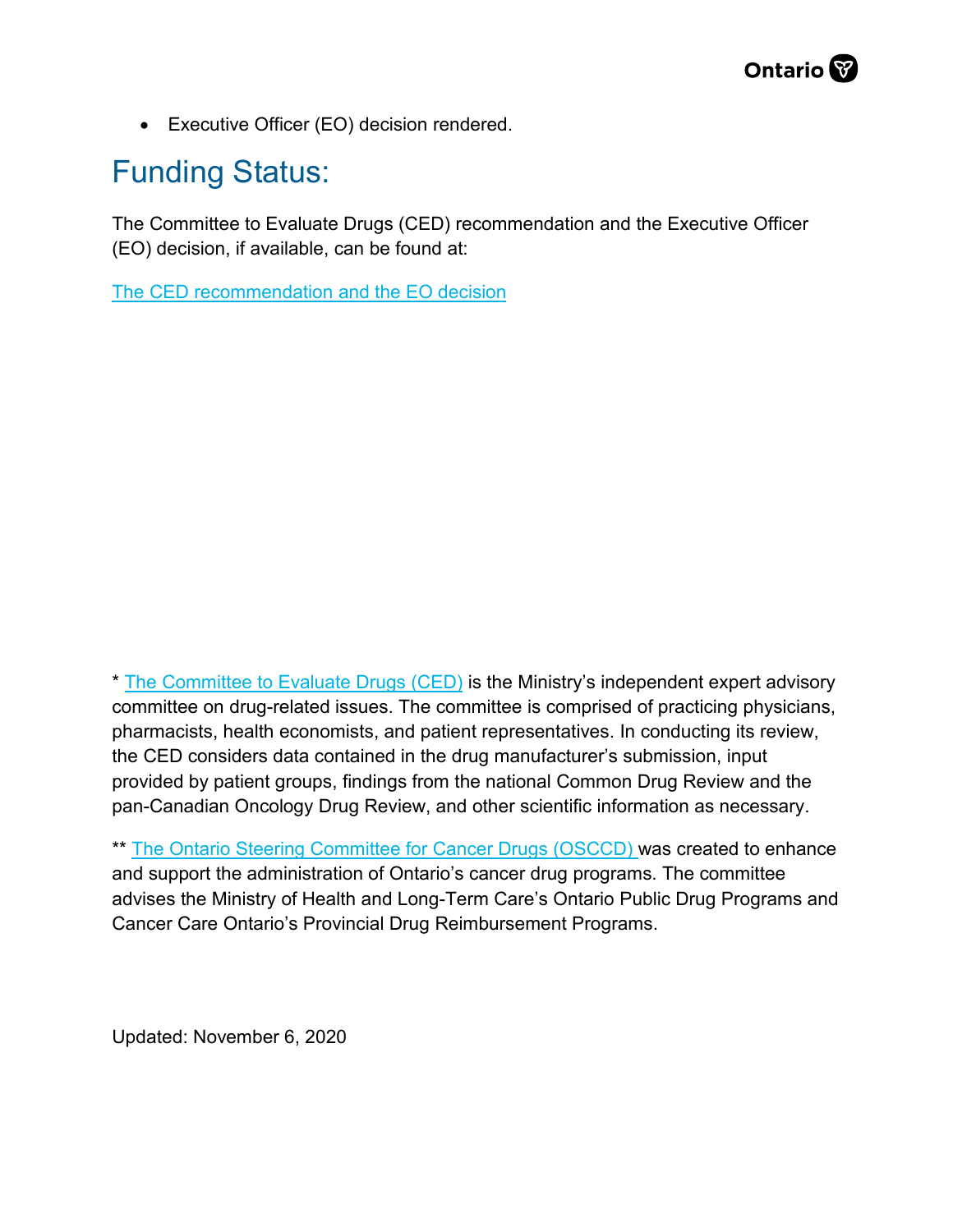- Executive Officer (EO) decision rendered.

## Funding Status:

The Committee to Evaluate Drugs (CED) recommendation and the Executive Officer (EO) decision, if available, can be found at:

The CED recommendation and the EO decision

* The Committee to Evaluate Drugs (CED) is the Ministry's independent expert advisory committee on drug-related issues. The committee is comprised of practicing physicians, pharmacists, health economists, and patient representatives. In conducting its review, the CED considers data contained in the drug manufacturer's submission, input provided by patient groups, findings from the national Common Drug Review and the pan-Canadian Oncology Drug Review, and other scientific information as necessary.

** The Ontario Steering Committee for Cancer Drugs (OSCCD) was created to enhance and support the administration of Ontario's cancer drug programs. The committee advises the Ministry of Health and Long-Term Care's Ontario Public Drug Programs and Cancer Care Ontario's Provincial Drug Reimbursement Programs.

Updated: November 6, 2020